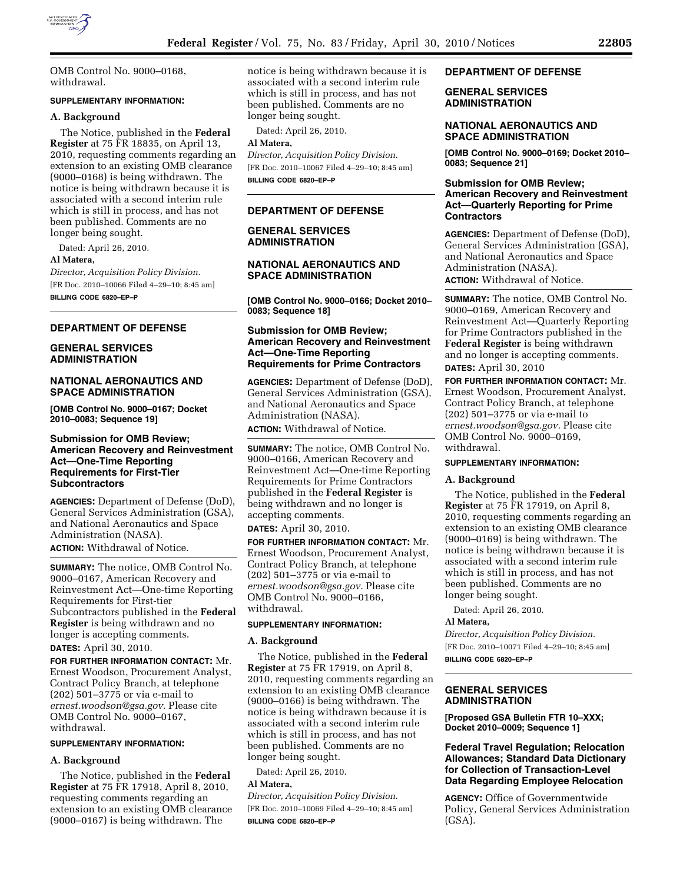OMB Control No. 9000–0168, withdrawal.

**SUPPLEMENTARY INFORMATION:**

**A. Background**

The Notice, published in the **Federal Register** at 75 FR 18835, on April 13, 2010, requesting comments regarding an extension to an existing OMB clearance (9000–0168) is being withdrawn. The notice is being withdrawn because it is associated with a second interim rule which is still in process, and has not been published. Comments are no longer being sought.

Dated: April 26, 2010.

**Al Matera,**

*Director, Acquisition Policy Division.*

[FR Doc. 2010–10066 Filed 4–29–10; 8:45 am]

**BILLING CODE 6820–EP–P**

---

## DEPARTMENT OF DEFENSE

## GENERAL SERVICES ADMINISTRATION

## NATIONAL AERONAUTICS AND SPACE ADMINISTRATION

**[OMB Control No. 9000–0167; Docket 2010–0083; Sequence 19]**

### Submission for OMB Review; American Recovery and Reinvestment Act—One-Time Reporting Requirements for First-Tier Subcontractors

**AGENCIES:** Department of Defense (DoD), General Services Administration (GSA), and National Aeronautics and Space Administration (NASA).

**ACTION:** Withdrawal of Notice.

**SUMMARY:** The notice, OMB Control No. 9000–0167, American Recovery and Reinvestment Act—One-time Reporting Requirements for First-tier Subcontractors published in the **Federal Register** is being withdrawn and no longer is accepting comments.

**DATES:** April 30, 2010.

**FOR FURTHER INFORMATION CONTACT:** Mr. Ernest Woodson, Procurement Analyst, Contract Policy Branch, at telephone (202) 501–3775 or via e-mail to *ernest.woodson@gsa.gov.* Please cite OMB Control No. 9000–0167, withdrawal.

**SUPPLEMENTARY INFORMATION:**

**A. Background**

The Notice, published in the **Federal Register** at 75 FR 17918, April 8, 2010, requesting comments regarding an extension to an existing OMB clearance (9000–0167) is being withdrawn. The notice is being withdrawn because it is associated with a second interim rule which is still in process, and has not been published. Comments are no longer being sought.

Dated: April 26, 2010.

**Al Matera,**

*Director, Acquisition Policy Division.*

[FR Doc. 2010–10067 Filed 4–29–10; 8:45 am]

**BILLING CODE 6820–EP–P**

---

## DEPARTMENT OF DEFENSE

## GENERAL SERVICES ADMINISTRATION

## NATIONAL AERONAUTICS AND SPACE ADMINISTRATION

**[OMB Control No. 9000–0166; Docket 2010–0083; Sequence 18]**

### Submission for OMB Review; American Recovery and Reinvestment Act—One-Time Reporting Requirements for Prime Contractors

**AGENCIES:** Department of Defense (DoD), General Services Administration (GSA), and National Aeronautics and Space Administration (NASA).

**ACTION:** Withdrawal of Notice.

**SUMMARY:** The notice, OMB Control No. 9000–0166, American Recovery and Reinvestment Act—One-time Reporting Requirements for Prime Contractors published in the **Federal Register** is being withdrawn and no longer is accepting comments.

**DATES:** April 30, 2010.

**FOR FURTHER INFORMATION CONTACT:** Mr. Ernest Woodson, Procurement Analyst, Contract Policy Branch, at telephone (202) 501–3775 or via e-mail to *ernest.woodson@gsa.gov.* Please cite OMB Control No. 9000–0166, withdrawal.

**SUPPLEMENTARY INFORMATION:**

**A. Background**

The Notice, published in the **Federal Register** at 75 FR 17919, on April 8, 2010, requesting comments regarding an extension to an existing OMB clearance (9000–0166) is being withdrawn. The notice is being withdrawn because it is associated with a second interim rule which is still in process, and has not been published. Comments are no longer being sought.

Dated: April 26, 2010.

**Al Matera,**

*Director, Acquisition Policy Division.*

[FR Doc. 2010–10069 Filed 4–29–10; 8:45 am]

**BILLING CODE 6820–EP–P**

---

## DEPARTMENT OF DEFENSE

## GENERAL SERVICES ADMINISTRATION

## NATIONAL AERONAUTICS AND SPACE ADMINISTRATION

**[OMB Control No. 9000–0169; Docket 2010–0083; Sequence 21]**

### Submission for OMB Review; American Recovery and Reinvestment Act—Quarterly Reporting for Prime Contractors

**AGENCIES:** Department of Defense (DoD), General Services Administration (GSA), and National Aeronautics and Space Administration (NASA).

**ACTION:** Withdrawal of Notice.

**SUMMARY:** The notice, OMB Control No. 9000–0169, American Recovery and Reinvestment Act—Quarterly Reporting for Prime Contractors published in the **Federal Register** is being withdrawn and no longer is accepting comments.

**DATES:** April 30, 2010

**FOR FURTHER INFORMATION CONTACT:** Mr. Ernest Woodson, Procurement Analyst, Contract Policy Branch, at telephone (202) 501–3775 or via e-mail to *ernest.woodson@gsa.gov.* Please cite OMB Control No. 9000–0169, withdrawal.

**SUPPLEMENTARY INFORMATION:**

**A. Background**

The Notice, published in the **Federal Register** at 75 FR 17919, on April 8, 2010, requesting comments regarding an extension to an existing OMB clearance (9000–0169) is being withdrawn. The notice is being withdrawn because it is associated with a second interim rule which is still in process, and has not been published. Comments are no longer being sought.

Dated: April 26, 2010.

**Al Matera,**

*Director, Acquisition Policy Division.*

[FR Doc. 2010–10071 Filed 4–29–10; 8:45 am]

**BILLING CODE 6820–EP–P**

---

## GENERAL SERVICES ADMINISTRATION

**[Proposed GSA Bulletin FTR 10–XXX; Docket 2010–0009; Sequence 1]**

### Federal Travel Regulation; Relocation Allowances; Standard Data Dictionary for Collection of Transaction-Level Data Regarding Employee Relocation

**AGENCY:** Office of Governmentwide Policy, General Services Administration (GSA).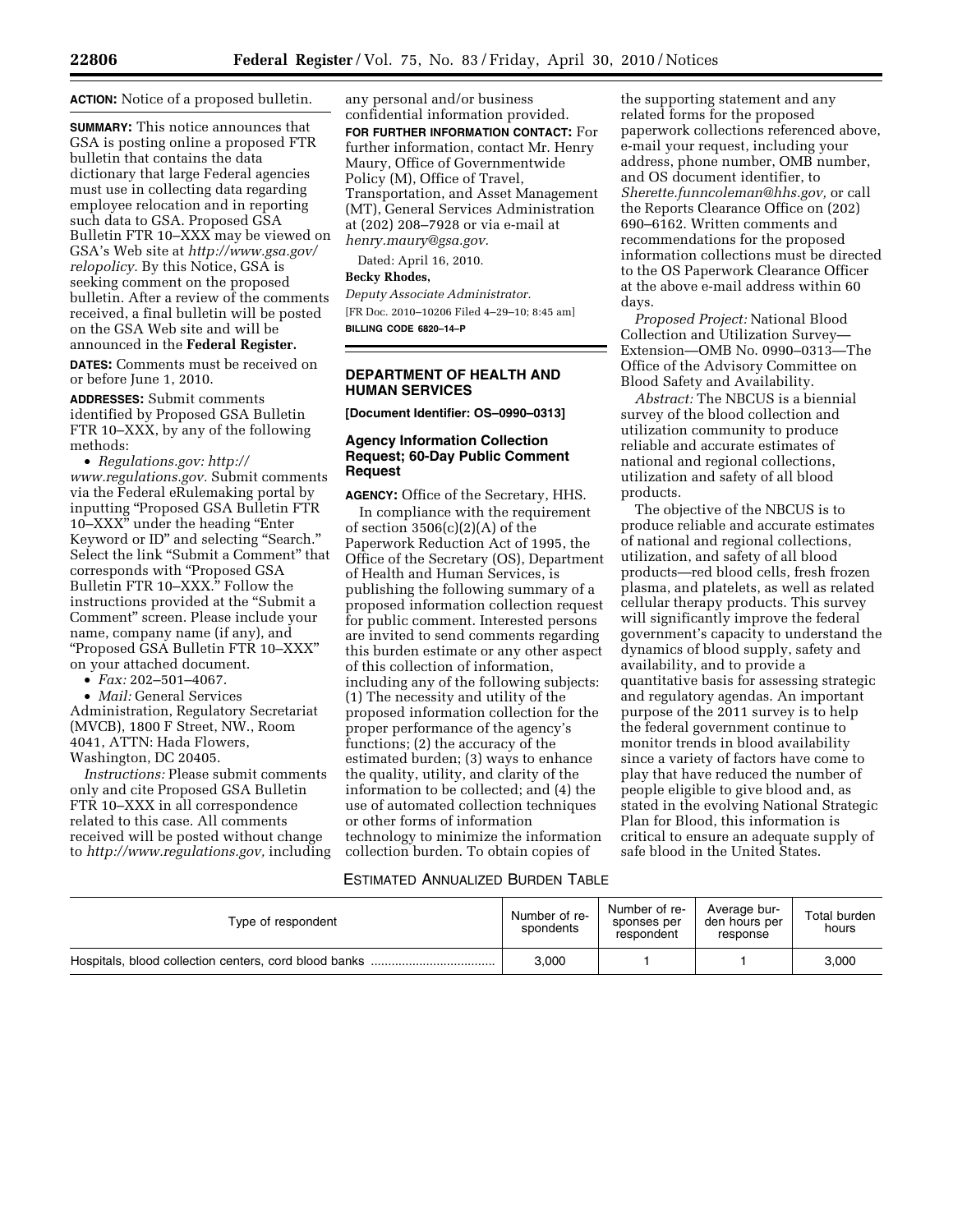**ACTION:** Notice of a proposed bulletin.

**SUMMARY:** This notice announces that GSA is posting online a proposed FTR bulletin that contains the data dictionary that large Federal agencies must use in collecting data regarding employee relocation and in reporting such data to GSA. Proposed GSA Bulletin FTR 10–XXX may be viewed on GSA's Web site at *http://www.gsa.gov/relopolicy.* By this Notice, GSA is seeking comment on the proposed bulletin. After a review of the comments received, a final bulletin will be posted on the GSA Web site and will be announced in the **Federal Register.**

**DATES:** Comments must be received on or before June 1, 2010.

**ADDRESSES:** Submit comments identified by Proposed GSA Bulletin FTR 10–XXX, by any of the following methods:

- *Regulations.gov: http://www.regulations.gov.* Submit comments via the Federal eRulemaking portal by inputting "Proposed GSA Bulletin FTR 10–XXX" under the heading "Enter Keyword or ID" and selecting "Search." Select the link "Submit a Comment" that corresponds with "Proposed GSA Bulletin FTR 10–XXX." Follow the instructions provided at the "Submit a Comment" screen. Please include your name, company name (if any), and "Proposed GSA Bulletin FTR 10–XXX" on your attached document.
- *Fax:* 202–501–4067.
- *Mail:* General Services Administration, Regulatory Secretariat (MVCB), 1800 F Street, NW., Room 4041, ATTN: Hada Flowers, Washington, DC 20405.

*Instructions:* Please submit comments only and cite Proposed GSA Bulletin FTR 10–XXX in all correspondence related to this case. All comments received will be posted without change to *http://www.regulations.gov,* including any personal and/or business confidential information provided.

**FOR FURTHER INFORMATION CONTACT:** For further information, contact Mr. Henry Maury, Office of Governmentwide Policy (M), Office of Travel, Transportation, and Asset Management (MT), General Services Administration at (202) 208–7928 or via e-mail at *henry.maury@gsa.gov.*

Dated: April 16, 2010.

**Becky Rhodes,**

*Deputy Associate Administrator.*

[FR Doc. 2010–10206 Filed 4–29–10; 8:45 am]

**BILLING CODE 6820–14–P**

## DEPARTMENT OF HEALTH AND HUMAN SERVICES

**[Document Identifier: OS–0990–0313]**

### Agency Information Collection Request; 60-Day Public Comment Request

**AGENCY:** Office of the Secretary, HHS.

In compliance with the requirement of section 3506(c)(2)(A) of the Paperwork Reduction Act of 1995, the Office of the Secretary (OS), Department of Health and Human Services, is publishing the following summary of a proposed information collection request for public comment. Interested persons are invited to send comments regarding this burden estimate or any other aspect of this collection of information, including any of the following subjects: (1) The necessity and utility of the proposed information collection for the proper performance of the agency's functions; (2) the accuracy of the estimated burden; (3) ways to enhance the quality, utility, and clarity of the information to be collected; and (4) the use of automated collection techniques or other forms of information technology to minimize the information collection burden. To obtain copies of the supporting statement and any related forms for the proposed paperwork collections referenced above, e-mail your request, including your address, phone number, OMB number, and OS document identifier, to *Sherette.funncoleman@hhs.gov,* or call the Reports Clearance Office on (202) 690–6162. Written comments and recommendations for the proposed information collections must be directed to the OS Paperwork Clearance Officer at the above e-mail address within 60 days.

*Proposed Project:* National Blood Collection and Utilization Survey—Extension—OMB No. 0990–0313—The Office of the Advisory Committee on Blood Safety and Availability.

*Abstract:* The NBCUS is a biennial survey of the blood collection and utilization community to produce reliable and accurate estimates of national and regional collections, utilization and safety of all blood products.

The objective of the NBCUS is to produce reliable and accurate estimates of national and regional collections, utilization, and safety of all blood products—red blood cells, fresh frozen plasma, and platelets, as well as related cellular therapy products. This survey will significantly improve the federal government's capacity to understand the dynamics of blood supply, safety and availability, and to provide a quantitative basis for assessing strategic and regulatory agendas. An important purpose of the 2011 survey is to help the federal government continue to monitor trends in blood availability since a variety of factors have come to play that have reduced the number of people eligible to give blood and, as stated in the evolving National Strategic Plan for Blood, this information is critical to ensure an adequate supply of safe blood in the United States.

ESTIMATED ANNUALIZED BURDEN TABLE

| Type of respondent | Number of respondents | Number of responses per respondent | Average burden hours per response | Total burden hours |
|---|---|---|---|---|
| Hospitals, blood collection centers, cord blood banks | 3,000 | 1 | 1 | 3,000 |